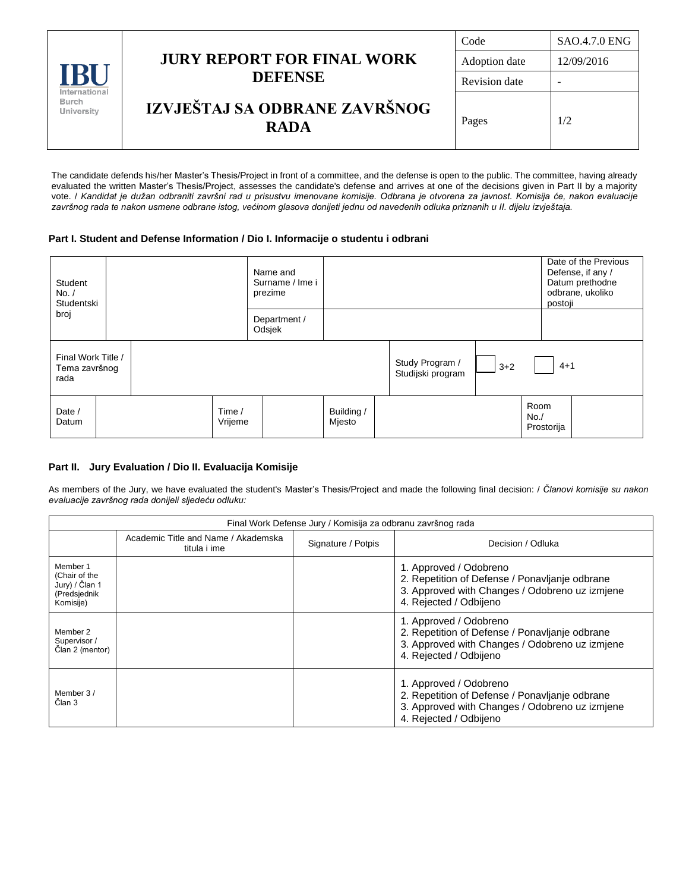| IBU International Burch University | **JURY REPORT FOR FINAL WORK DEFENSE** **IZVJEŠTAJ SA ODBRANE ZAVRŠNOG RADA** | Code | SAO.4.7.0 ENG |
|---|---|---|---|
| | | Adoption date | 12/09/2016 |
| | | Revision date | - |
| | | Pages | 1/2 |

The candidate defends his/her Master's Thesis/Project in front of a committee, and the defense is open to the public. The committee, having already evaluated the written Master's Thesis/Project, assesses the candidate's defense and arrives at one of the decisions given in Part II by a majority vote. / *Kandidat je dužan odbraniti završni rad u prisustvu imenovane komisije. Odbrana je otvorena za javnost. Komisija će, nakon evaluacije završnog rada te nakon usmene odbrane istog, većinom glasova donijeti jednu od navedenih odluka priznanih u II. dijelu izvještaja.*

### Part I. Student and Defense Information / Dio I. Informacije o studentu i odbrani

| Student No. / Studentski broj | | Name and Surname / Ime i prezime | | Date of the Previous Defense, if any / Datum prethodne odbrane, ukoliko postoji |
|---|---|---|---|---|
| | | Department / Odsjek | | |

| Final Work Title / Tema završnog rada | | Study Program / Studijski program | ☐ 3+2 | ☐ 4+1 |
|---|---|---|---|---|

| Date / Datum | | Time / Vrijeme | | Building / Mjesto | | Room No./ Prostorija | |
|---|---|---|---|---|---|---|---|

### Part II. Jury Evaluation / Dio II. Evaluacija Komisije

As members of the Jury, we have evaluated the student's Master's Thesis/Project and made the following final decision: / *Članovi komisije su nakon evaluacije završnog rada donijeli sljedeću odluku:*

| Final Work Defense Jury / Komisija za odbranu završnog rada | | | |
|---|---|---|---|
| | Academic Title and Name / Akademska titula i ime | Signature / Potpis | Decision / Odluka |
| Member 1 (Chair of the Jury) / Član 1 (Predsjednik Komisije) | | | 1. Approved / Odobreno<br>2. Repetition of Defense / Ponavljanje odbrane<br>3. Approved with Changes / Odobreno uz izmjene<br>4. Rejected / Odbijeno |
| Member 2 Supervisor / Član 2 (mentor) | | | 1. Approved / Odobreno<br>2. Repetition of Defense / Ponavljanje odbrane<br>3. Approved with Changes / Odobreno uz izmjene<br>4. Rejected / Odbijeno |
| Member 3 / Član 3 | | | 1. Approved / Odobreno<br>2. Repetition of Defense / Ponavljanje odbrane<br>3. Approved with Changes / Odobreno uz izmjene<br>4. Rejected / Odbijeno |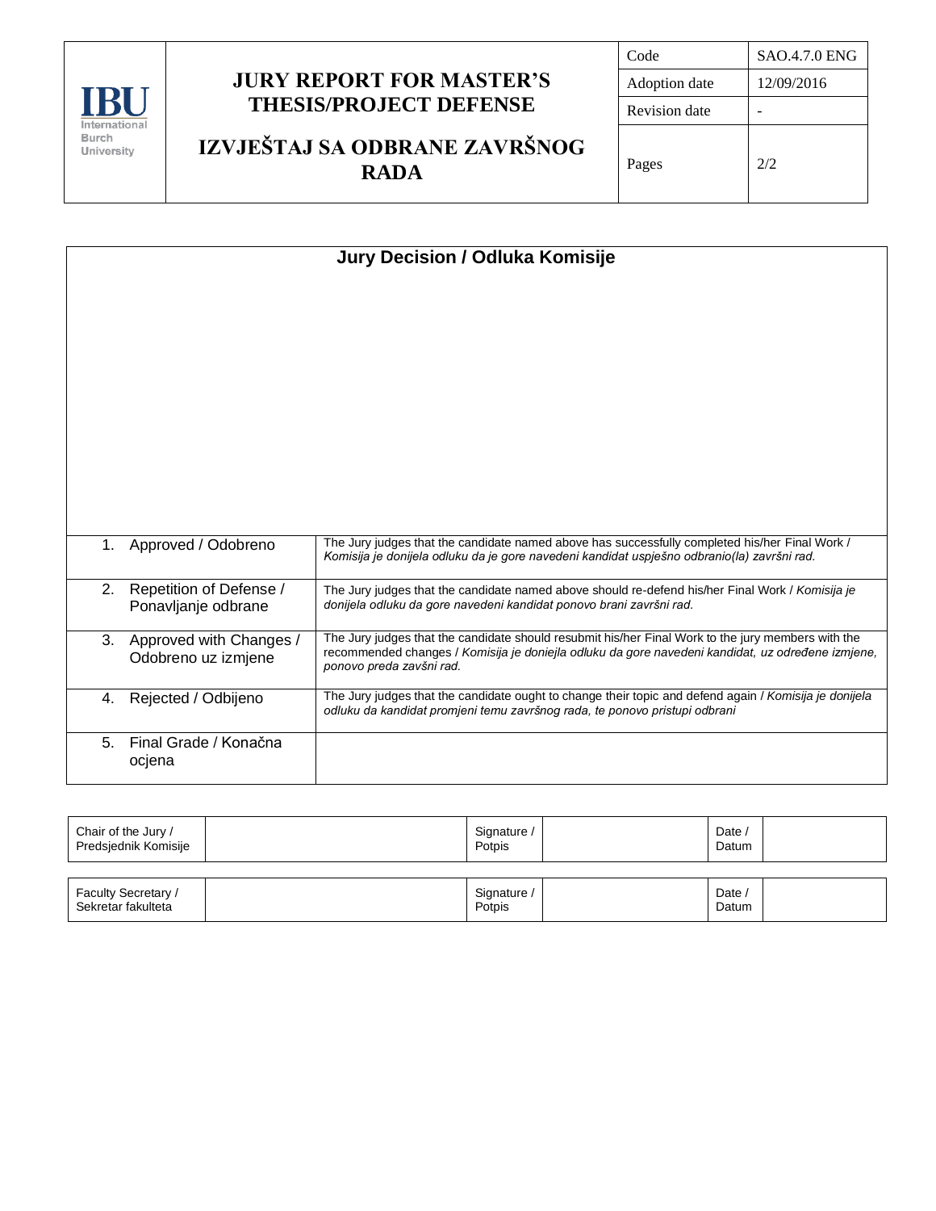| | | | |
|---|---|---|---|
| **IBU** International Burch University | **JURY REPORT FOR MASTER'S THESIS/PROJECT DEFENSE** **IZVJEŠTAJ SA ODBRANE ZAVRŠNOG RADA** | Code | SAO.4.7.0 ENG |
| | | Adoption date | 12/09/2016 |
| | | Revision date | - |
| | | Pages | 2/2 |

## Jury Decision / Odluka Komisije

| | |
|---|---|
| 1. Approved / Odobreno | The Jury judges that the candidate named above has successfully completed his/her Final Work / *Komisija je donijela odluku da je gore navedeni kandidat uspješno odbranio(la) završni rad.* |
| 2. Repetition of Defense / Ponavljanje odbrane | The Jury judges that the candidate named above should re-defend his/her Final Work / *Komisija je donijela odluku da gore navedeni kandidat ponovo brani završni rad.* |
| 3. Approved with Changes / Odobreno uz izmjene | The Jury judges that the candidate should resubmit his/her Final Work to the jury members with the recommended changes / *Komisija je doniejla odluku da gore navedeni kandidat, uz određene izmjene, ponovo preda zavšni rad.* |
| 4. Rejected / Odbijeno | The Jury judges that the candidate ought to change their topic and defend again / *Komisija je donijela odluku da kandidat promjeni temu završnog rada, te ponovo pristupi odbrani* |
| 5. Final Grade / Konačna ocjena | |

| | | | | | |
|---|---|---|---|---|---|
| Chair of the Jury / Predsjednik Komisije | | Signature / Potpis | | Date / Datum | |

| | | | | | |
|---|---|---|---|---|---|
| Faculty Secretary / Sekretar fakulteta | | Signature / Potpis | | Date / Datum | |